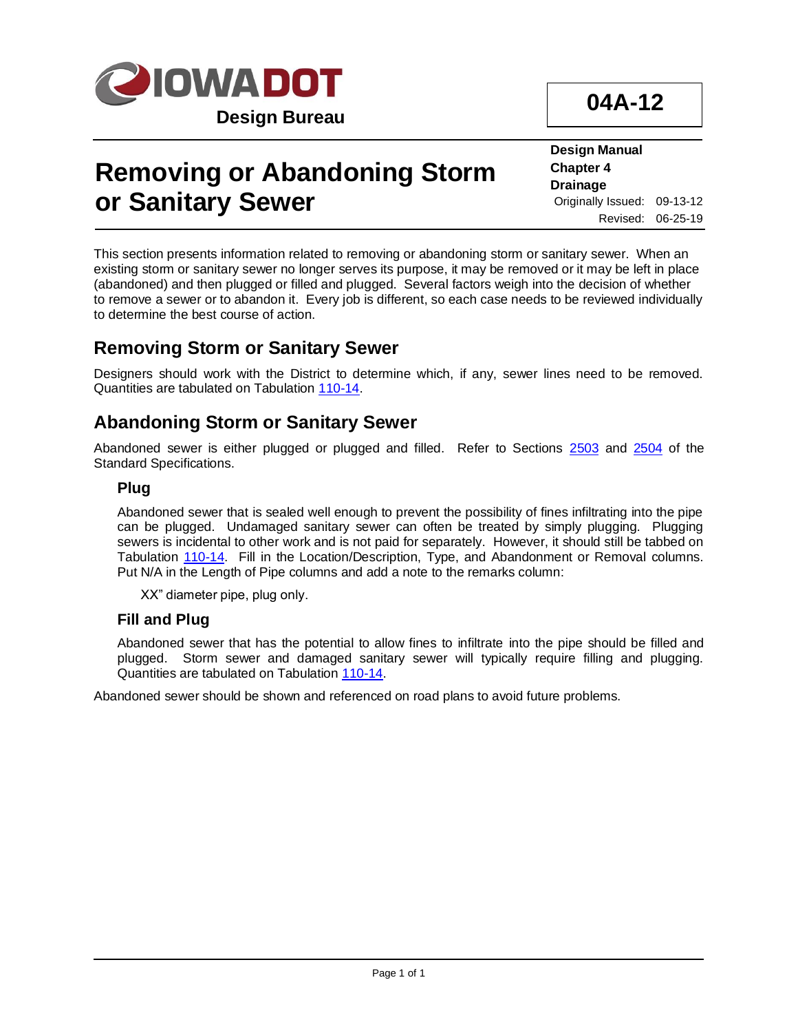IOWA DOT

**Design Bureau**

**04A-12**

# Removing or Abandoning Storm or Sanitary Sewer

**Design Manual**
**Chapter 4**
**Drainage**
Originally Issued: 09-13-12
Revised: 06-25-19

This section presents information related to removing or abandoning storm or sanitary sewer. When an existing storm or sanitary sewer no longer serves its purpose, it may be removed or it may be left in place (abandoned) and then plugged or filled and plugged. Several factors weigh into the decision of whether to remove a sewer or to abandon it. Every job is different, so each case needs to be reviewed individually to determine the best course of action.

## Removing Storm or Sanitary Sewer

Designers should work with the District to determine which, if any, sewer lines need to be removed. Quantities are tabulated on Tabulation 110-14.

## Abandoning Storm or Sanitary Sewer

Abandoned sewer is either plugged or plugged and filled. Refer to Sections 2503 and 2504 of the Standard Specifications.

### Plug

Abandoned sewer that is sealed well enough to prevent the possibility of fines infiltrating into the pipe can be plugged. Undamaged sanitary sewer can often be treated by simply plugging. Plugging sewers is incidental to other work and is not paid for separately. However, it should still be tabbed on Tabulation 110-14. Fill in the Location/Description, Type, and Abandonment or Removal columns. Put N/A in the Length of Pipe columns and add a note to the remarks column:

XX" diameter pipe, plug only.

### Fill and Plug

Abandoned sewer that has the potential to allow fines to infiltrate into the pipe should be filled and plugged. Storm sewer and damaged sanitary sewer will typically require filling and plugging. Quantities are tabulated on Tabulation 110-14.

Abandoned sewer should be shown and referenced on road plans to avoid future problems.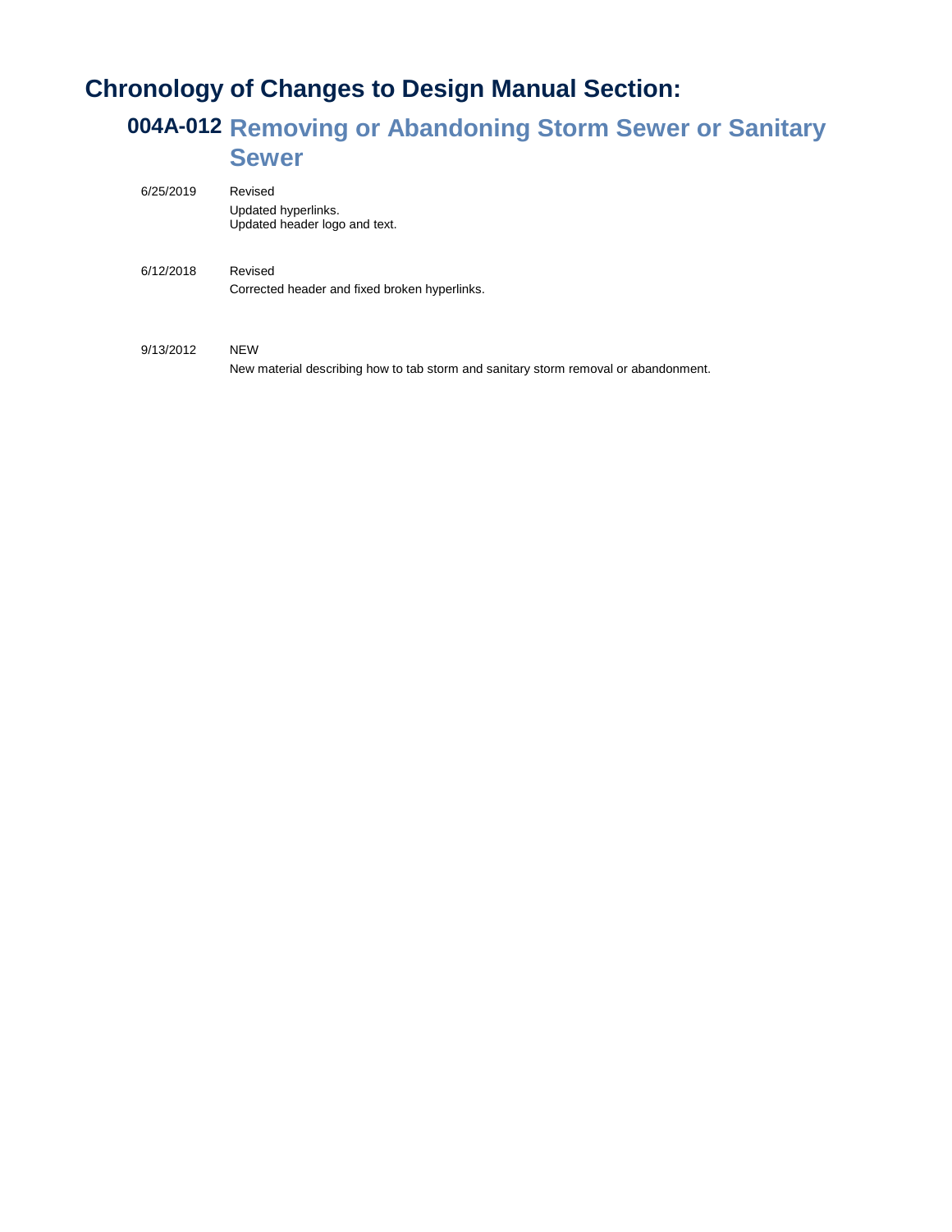# Chronology of Changes to Design Manual Section:

## 004A-012 Removing or Abandoning Storm Sewer or Sanitary Sewer

6/25/2019 Revised

Updated hyperlinks.
Updated header logo and text.

6/12/2018 Revised

Corrected header and fixed broken hyperlinks.

9/13/2012 NEW

New material describing how to tab storm and sanitary storm removal or abandonment.